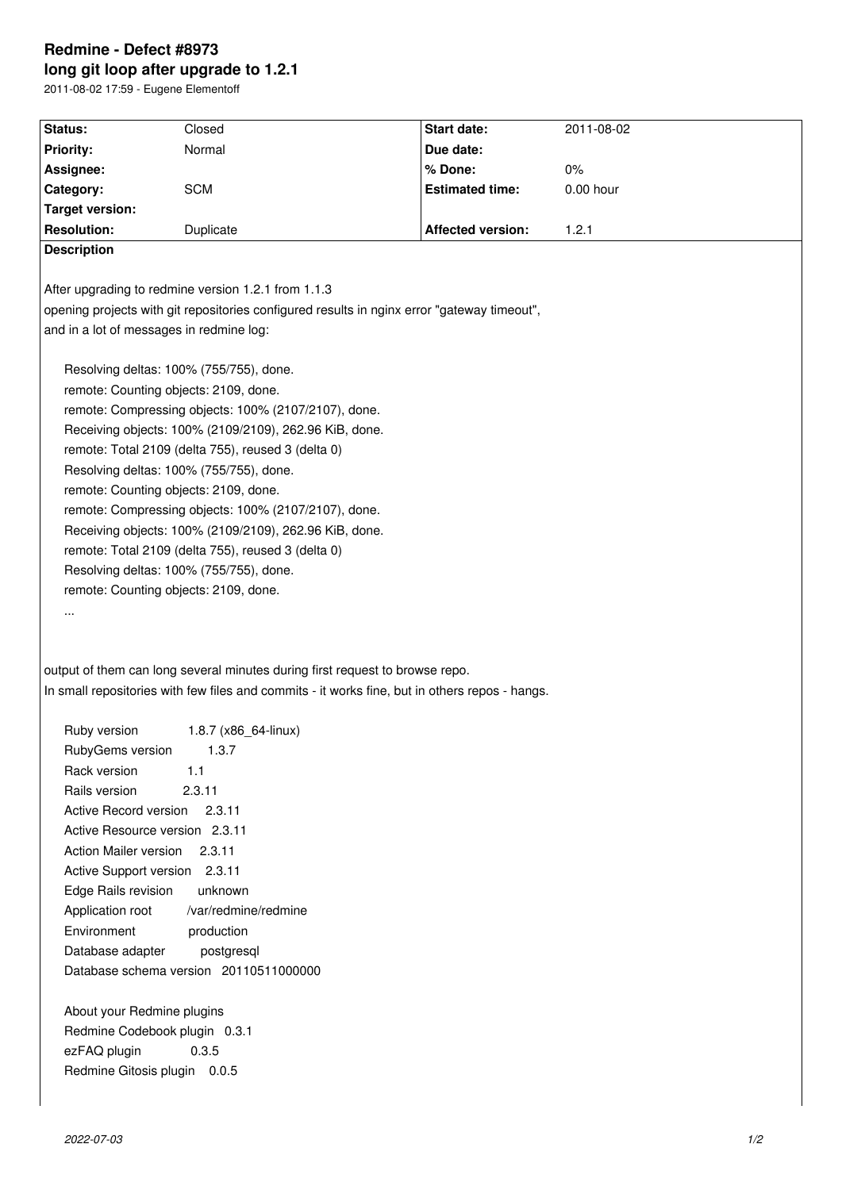# Redmine - Defect #8973

## long git loop after upgrade to 1.2.1

2011-08-02 17:59 - Eugene Elementoff

| Status: | Closed | Start date: | 2011-08-02 |
|---|---|---|---|
| Priority: | Normal | Due date: | |
| Assignee: | | % Done: | 0% |
| Category: | SCM | Estimated time: | 0.00 hour |
| Target version: | | | |
| Resolution: | Duplicate | Affected version: | 1.2.1 |

**Description**

After upgrading to redmine version 1.2.1 from 1.1.3
opening projects with git repositories configured results in nginx error "gateway timeout",
and in a lot of messages in redmine log:

```
Resolving deltas: 100% (755/755), done.
remote: Counting objects: 2109, done.
remote: Compressing objects: 100% (2107/2107), done.
Receiving objects: 100% (2109/2109), 262.96 KiB, done.
remote: Total 2109 (delta 755), reused 3 (delta 0)
Resolving deltas: 100% (755/755), done.
remote: Counting objects: 2109, done.
remote: Compressing objects: 100% (2107/2107), done.
Receiving objects: 100% (2109/2109), 262.96 KiB, done.
remote: Total 2109 (delta 755), reused 3 (delta 0)
Resolving deltas: 100% (755/755), done.
remote: Counting objects: 2109, done.
...
```

output of them can long several minutes during first request to browse repo.
In small repositories with few files and commits - it works fine, but in others repos - hangs.

```
Ruby version              1.8.7 (x86_64-linux)
RubyGems version          1.3.7
Rack version              1.1
Rails version             2.3.11
Active Record version     2.3.11
Active Resource version   2.3.11
Action Mailer version     2.3.11
Active Support version    2.3.11
Edge Rails revision       unknown
Application root          /var/redmine/redmine
Environment               production
Database adapter          postgresql
Database schema version   20110511000000

About your Redmine plugins
Redmine Codebook plugin   0.3.1
ezFAQ plugin              0.3.5
Redmine Gitosis plugin    0.0.5
```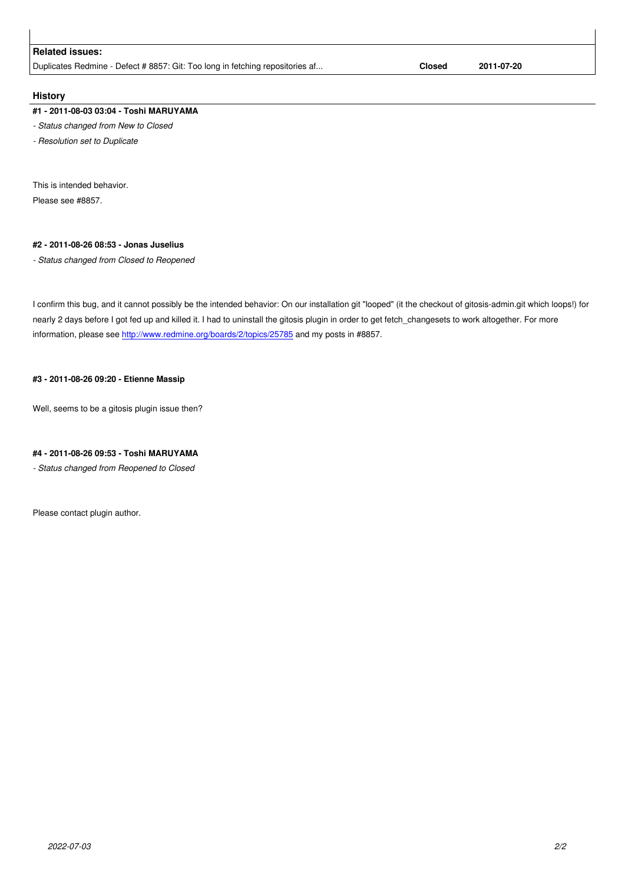**Related issues:**

| | | |
|---|---|---|
| Duplicates Redmine - Defect # 8857: Git: Too long in fetching repositories af... | **Closed** | **2011-07-20** |

## History

### #1 - 2011-08-03 03:04 - Toshi MARUYAMA

*- Status changed from New to Closed*

*- Resolution set to Duplicate*

This is intended behavior.

Please see #8857.

### #2 - 2011-08-26 08:53 - Jonas Juselius

*- Status changed from Closed to Reopened*

I confirm this bug, and it cannot possibly be the intended behavior: On our installation git "looped" (it the checkout of gitosis-admin.git which loops!) for nearly 2 days before I got fed up and killed it. I had to uninstall the gitosis plugin in order to get fetch_changesets to work altogether. For more information, please see http://www.redmine.org/boards/2/topics/25785 and my posts in #8857.

### #3 - 2011-08-26 09:20 - Etienne Massip

Well, seems to be a gitosis plugin issue then?

### #4 - 2011-08-26 09:53 - Toshi MARUYAMA

*- Status changed from Reopened to Closed*

Please contact plugin author.